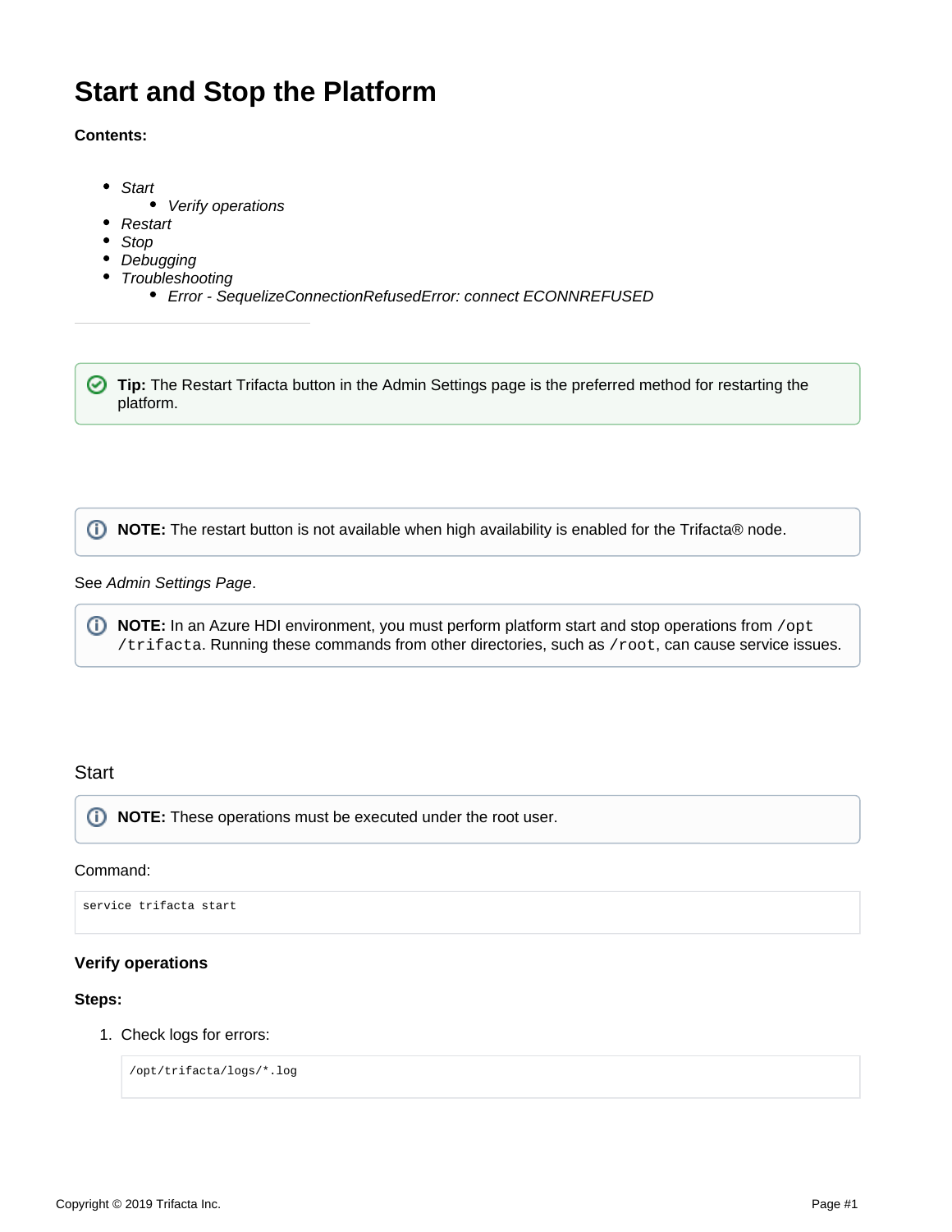# Start and Stop the Platform

**Contents:**

- *Start*
  - *Verify operations*
- *Restart*
- *Stop*
- *Debugging*
- *Troubleshooting*
  - *Error - SequelizeConnectionRefusedError: connect ECONNREFUSED*

---

**Tip:** The Restart Trifacta button in the Admin Settings page is the preferred method for restarting the platform.

**NOTE:** The restart button is not available when high availability is enabled for the Trifacta® node.

See *Admin Settings Page*.

**NOTE:** In an Azure HDI environment, you must perform platform start and stop operations from `/opt/trifacta`. Running these commands from other directories, such as `/root`, can cause service issues.

## Start

**NOTE:** These operations must be executed under the root user.

Command:

```
service trifacta start
```

### Verify operations

**Steps:**

1. Check logs for errors:

   ```
   /opt/trifacta/logs/*.log
   ```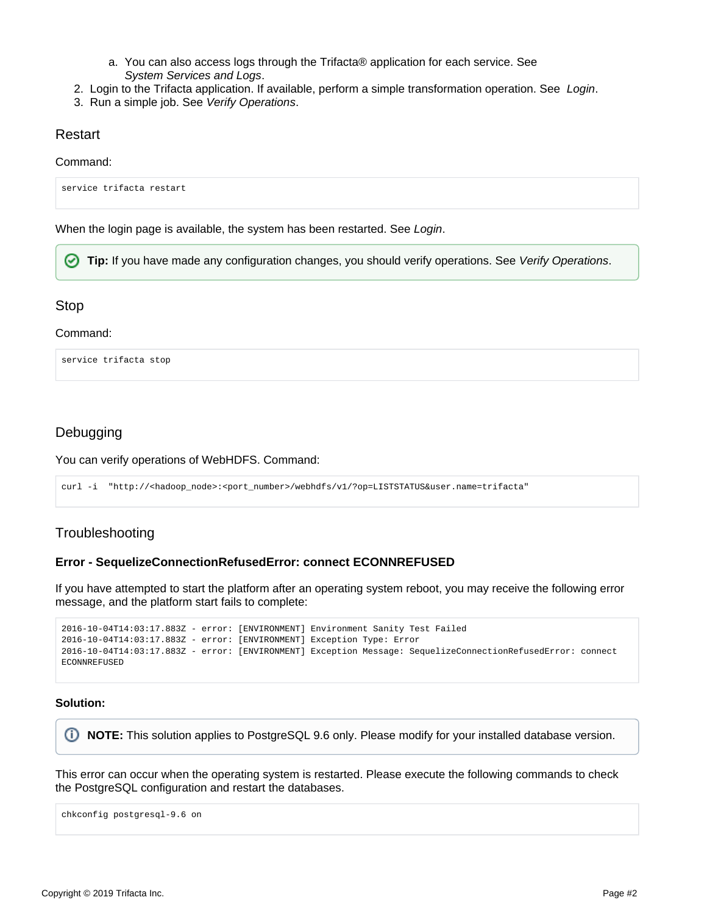a. You can also access logs through the Trifacta® application for each service. See *System Services and Logs*.
2. Login to the Trifacta application. If available, perform a simple transformation operation. See *Login*.
3. Run a simple job. See *Verify Operations*.

## Restart

Command:

```
service trifacta restart
```

When the login page is available, the system has been restarted. See *Login*.

> **Tip:** If you have made any configuration changes, you should verify operations. See *Verify Operations*.

## Stop

Command:

```
service trifacta stop
```

## Debugging

You can verify operations of WebHDFS. Command:

```
curl -i  "http://<hadoop_node>:<port_number>/webhdfs/v1/?op=LISTSTATUS&user.name=trifacta"
```

## Troubleshooting

### Error - SequelizeConnectionRefusedError: connect ECONNREFUSED

If you have attempted to start the platform after an operating system reboot, you may receive the following error message, and the platform start fails to complete:

```
2016-10-04T14:03:17.883Z - error: [ENVIRONMENT] Environment Sanity Test Failed
2016-10-04T14:03:17.883Z - error: [ENVIRONMENT] Exception Type: Error
2016-10-04T14:03:17.883Z - error: [ENVIRONMENT] Exception Message: SequelizeConnectionRefusedError: connect
ECONNREFUSED
```

**Solution:**

> **NOTE:** This solution applies to PostgreSQL 9.6 only. Please modify for your installed database version.

This error can occur when the operating system is restarted. Please execute the following commands to check the PostgreSQL configuration and restart the databases.

```
chkconfig postgresql-9.6 on
```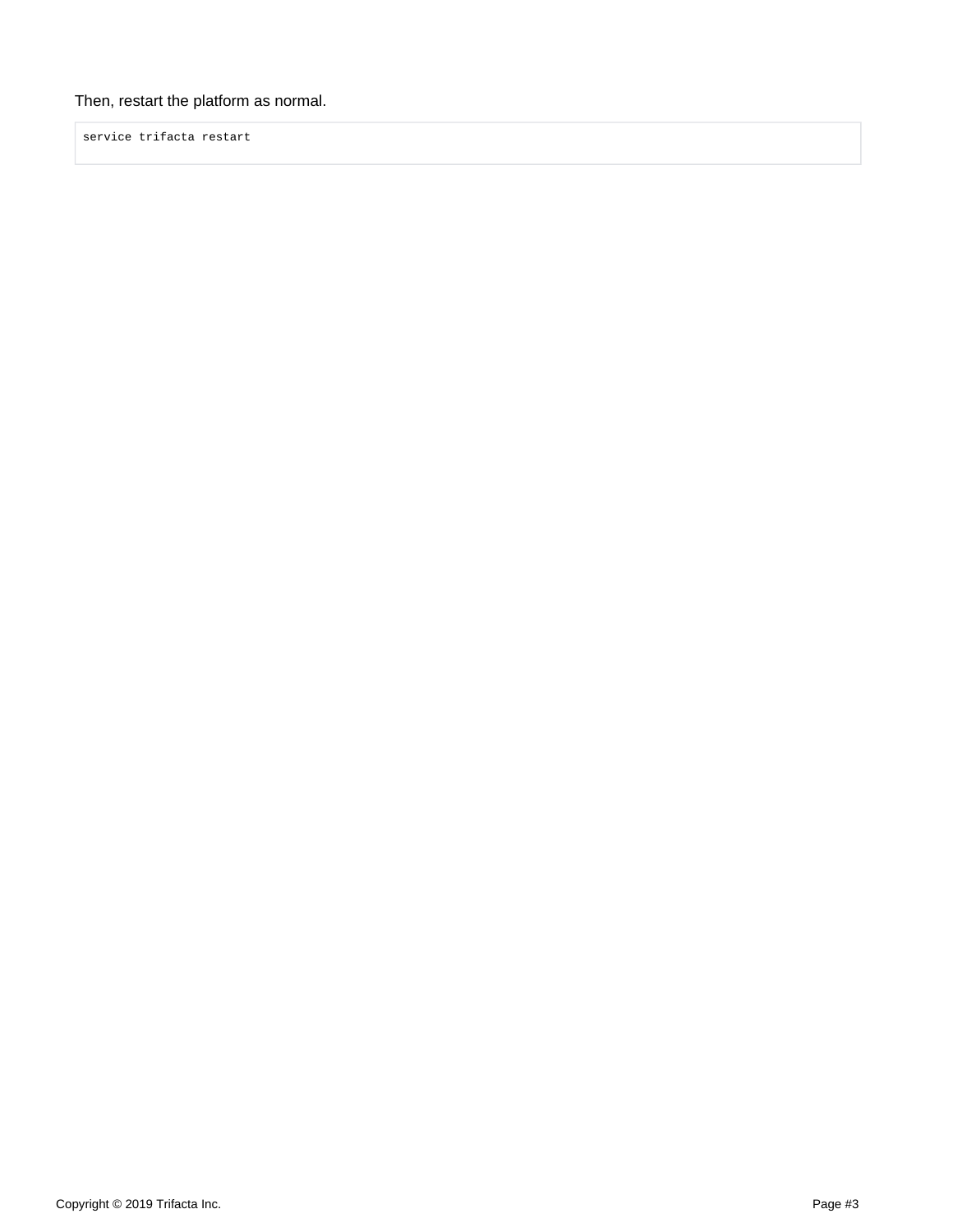Then, restart the platform as normal.

```
service trifacta restart
```